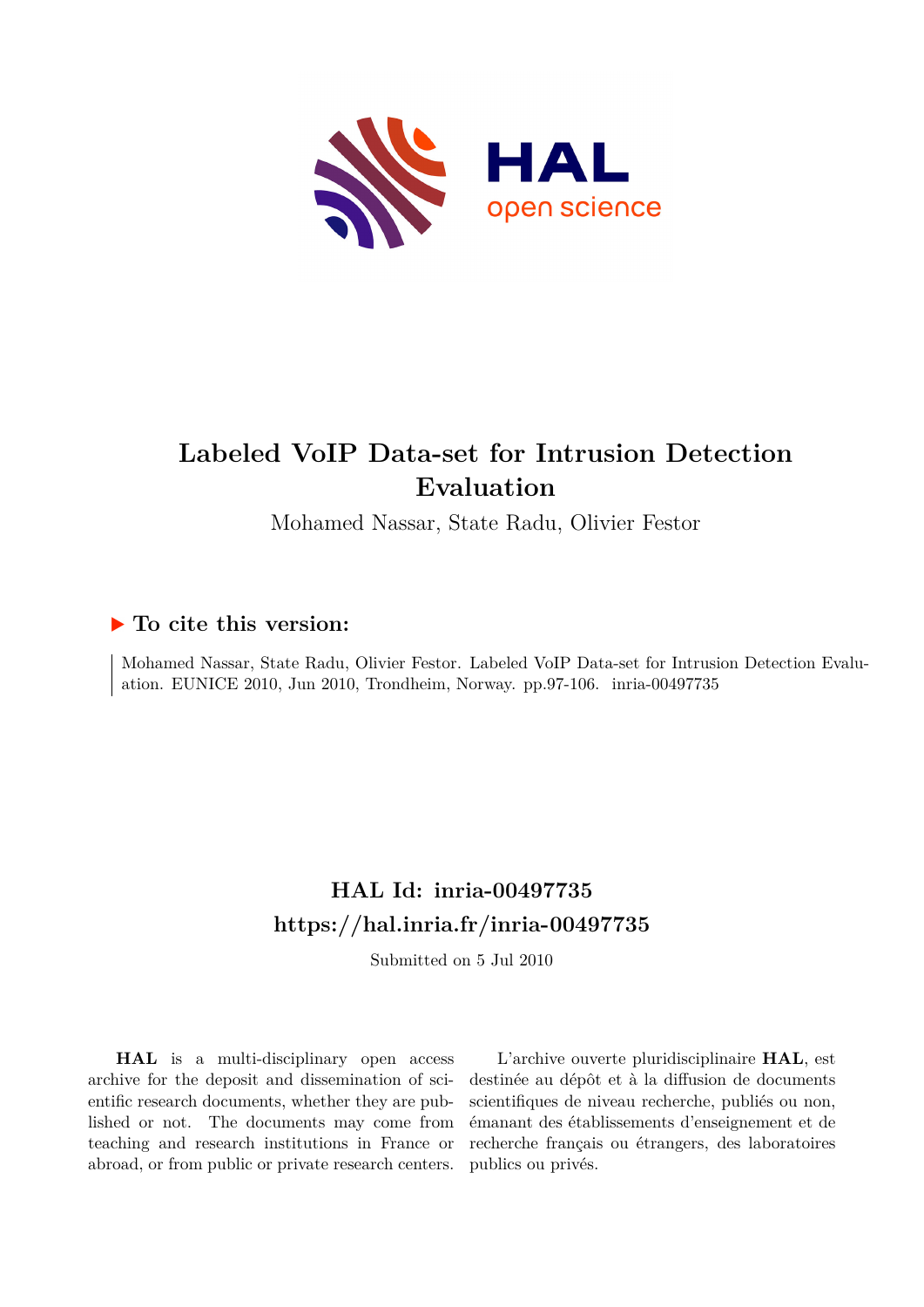# Labeled VoIP Data-set for Intrusion Detection Evaluation

Mohamed Nassar, State Radu, Olivier Festor

## ▶ To cite this version:

Mohamed Nassar, State Radu, Olivier Festor. Labeled VoIP Data-set for Intrusion Detection Evaluation. EUNICE 2010, Jun 2010, Trondheim, Norway. pp.97-106. inria-00497735

## HAL Id: inria-00497735
## https://hal.inria.fr/inria-00497735

Submitted on 5 Jul 2010

**HAL** is a multi-disciplinary open access archive for the deposit and dissemination of scientific research documents, whether they are published or not. The documents may come from teaching and research institutions in France or abroad, or from public or private research centers.

L'archive ouverte pluridisciplinaire **HAL**, est destinée au dépôt et à la diffusion de documents scientifiques de niveau recherche, publiés ou non, émanant des établissements d'enseignement et de recherche français ou étrangers, des laboratoires publics ou privés.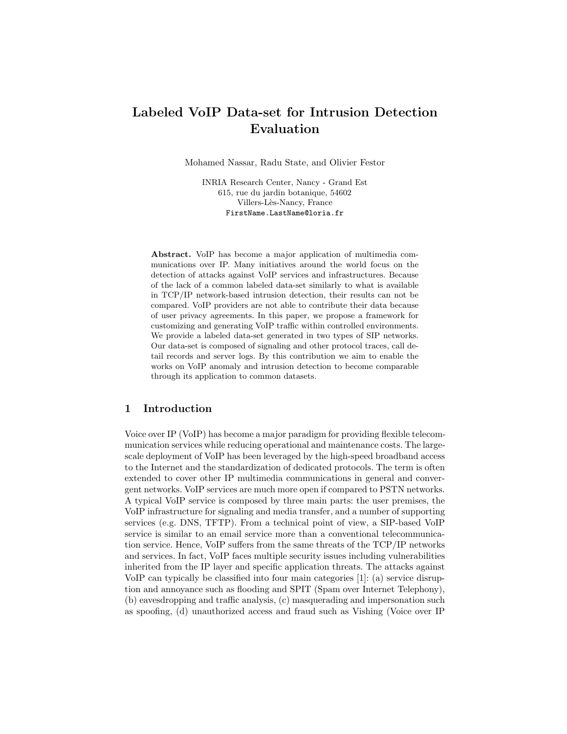# Labeled VoIP Data-set for Intrusion Detection Evaluation

Mohamed Nassar, Radu State, and Olivier Festor

INRIA Research Center, Nancy - Grand Est
615, rue du jardin botanique, 54602
Villers-Lès-Nancy, France
FirstName.LastName@loria.fr

**Abstract.** VoIP has become a major application of multimedia communications over IP. Many initiatives around the world focus on the detection of attacks against VoIP services and infrastructures. Because of the lack of a common labeled data-set similarly to what is available in TCP/IP network-based intrusion detection, their results can not be compared. VoIP providers are not able to contribute their data because of user privacy agreements. In this paper, we propose a framework for customizing and generating VoIP traffic within controlled environments. We provide a labeled data-set generated in two types of SIP networks. Our data-set is composed of signaling and other protocol traces, call detail records and server logs. By this contribution we aim to enable the works on VoIP anomaly and intrusion detection to become comparable through its application to common datasets.

## 1 Introduction

Voice over IP (VoIP) has become a major paradigm for providing flexible telecommunication services while reducing operational and maintenance costs. The large-scale deployment of VoIP has been leveraged by the high-speed broadband access to the Internet and the standardization of dedicated protocols. The term is often extended to cover other IP multimedia communications in general and convergent networks. VoIP services are much more open if compared to PSTN networks. A typical VoIP service is composed by three main parts: the user premises, the VoIP infrastructure for signaling and media transfer, and a number of supporting services (e.g. DNS, TFTP). From a technical point of view, a SIP-based VoIP service is similar to an email service more than a conventional telecommunication service. Hence, VoIP suffers from the same threats of the TCP/IP networks and services. In fact, VoIP faces multiple security issues including vulnerabilities inherited from the IP layer and specific application threats. The attacks against VoIP can typically be classified into four main categories [1]: (a) service disruption and annoyance such as flooding and SPIT (Spam over Internet Telephony), (b) eavesdropping and traffic analysis, (c) masquerading and impersonation such as spoofing, (d) unauthorized access and fraud such as Vishing (Voice over IP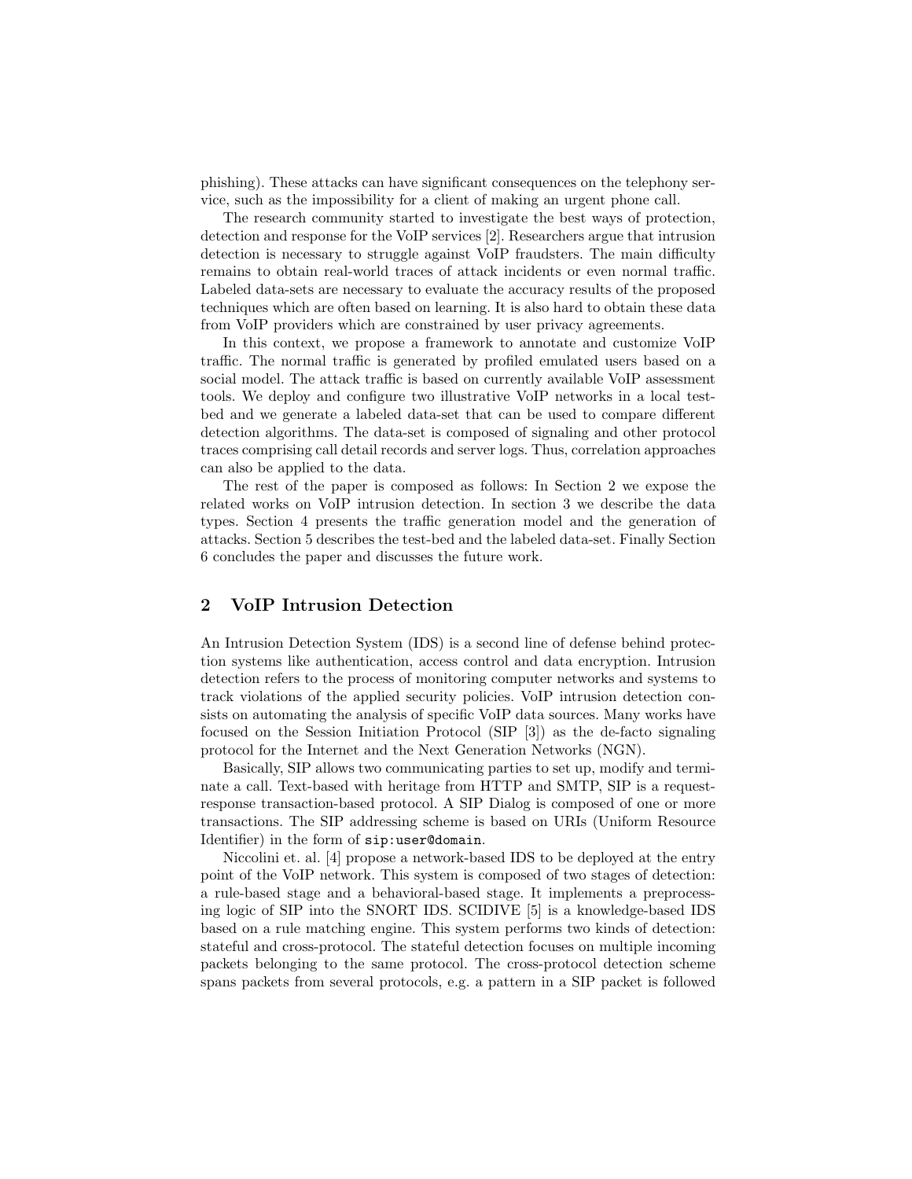phishing). These attacks can have significant consequences on the telephony service, such as the impossibility for a client of making an urgent phone call.

The research community started to investigate the best ways of protection, detection and response for the VoIP services [2]. Researchers argue that intrusion detection is necessary to struggle against VoIP fraudsters. The main difficulty remains to obtain real-world traces of attack incidents or even normal traffic. Labeled data-sets are necessary to evaluate the accuracy results of the proposed techniques which are often based on learning. It is also hard to obtain these data from VoIP providers which are constrained by user privacy agreements.

In this context, we propose a framework to annotate and customize VoIP traffic. The normal traffic is generated by profiled emulated users based on a social model. The attack traffic is based on currently available VoIP assessment tools. We deploy and configure two illustrative VoIP networks in a local test-bed and we generate a labeled data-set that can be used to compare different detection algorithms. The data-set is composed of signaling and other protocol traces comprising call detail records and server logs. Thus, correlation approaches can also be applied to the data.

The rest of the paper is composed as follows: In Section 2 we expose the related works on VoIP intrusion detection. In section 3 we describe the data types. Section 4 presents the traffic generation model and the generation of attacks. Section 5 describes the test-bed and the labeled data-set. Finally Section 6 concludes the paper and discusses the future work.

## 2 VoIP Intrusion Detection

An Intrusion Detection System (IDS) is a second line of defense behind protection systems like authentication, access control and data encryption. Intrusion detection refers to the process of monitoring computer networks and systems to track violations of the applied security policies. VoIP intrusion detection consists on automating the analysis of specific VoIP data sources. Many works have focused on the Session Initiation Protocol (SIP [3]) as the de-facto signaling protocol for the Internet and the Next Generation Networks (NGN).

Basically, SIP allows two communicating parties to set up, modify and terminate a call. Text-based with heritage from HTTP and SMTP, SIP is a request-response transaction-based protocol. A SIP Dialog is composed of one or more transactions. The SIP addressing scheme is based on URIs (Uniform Resource Identifier) in the form of `sip:user@domain`.

Niccolini et. al. [4] propose a network-based IDS to be deployed at the entry point of the VoIP network. This system is composed of two stages of detection: a rule-based stage and a behavioral-based stage. It implements a preprocessing logic of SIP into the SNORT IDS. SCIDIVE [5] is a knowledge-based IDS based on a rule matching engine. This system performs two kinds of detection: stateful and cross-protocol. The stateful detection focuses on multiple incoming packets belonging to the same protocol. The cross-protocol detection scheme spans packets from several protocols, e.g. a pattern in a SIP packet is followed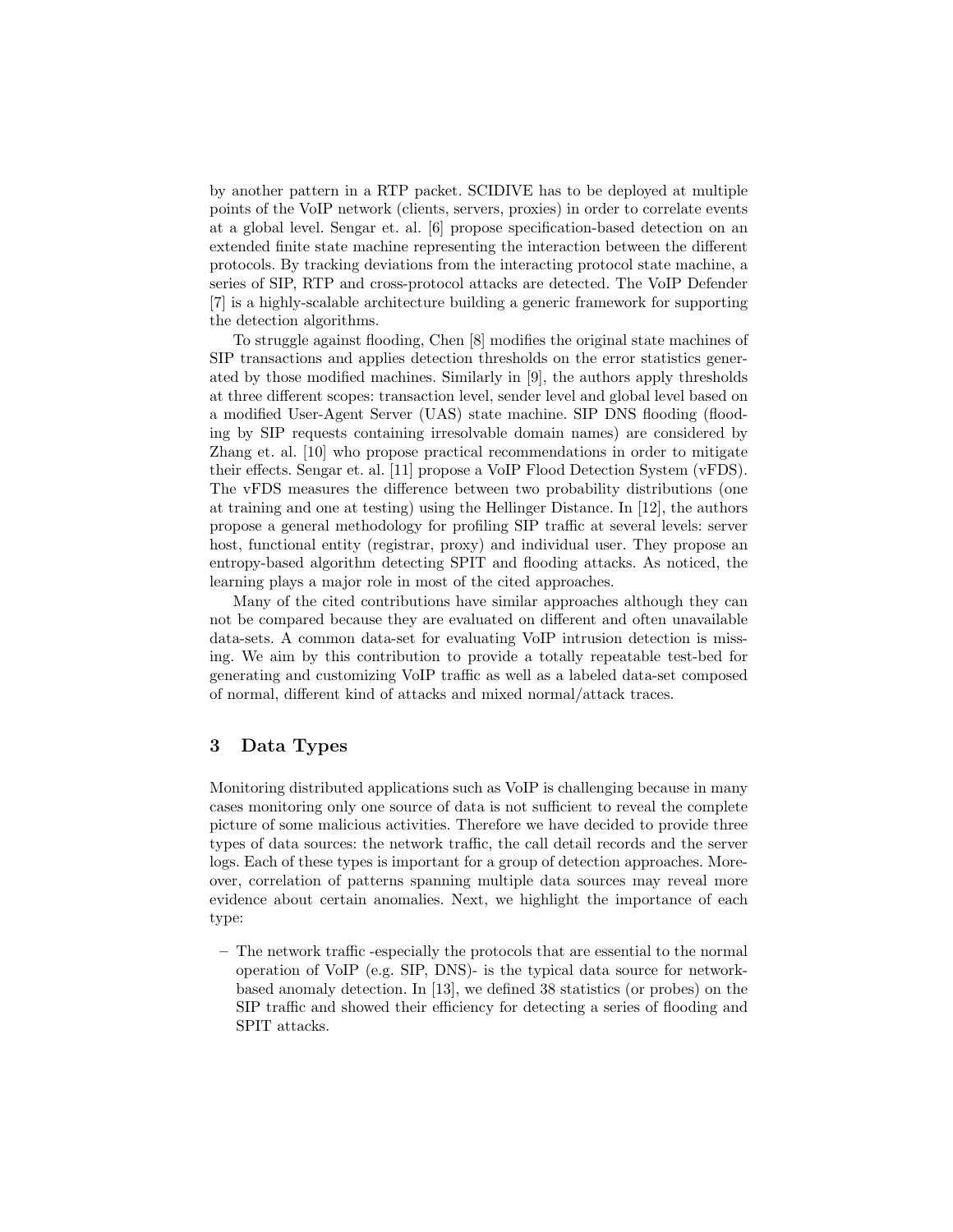by another pattern in a RTP packet. SCIDIVE has to be deployed at multiple points of the VoIP network (clients, servers, proxies) in order to correlate events at a global level. Sengar et. al. [6] propose specification-based detection on an extended finite state machine representing the interaction between the different protocols. By tracking deviations from the interacting protocol state machine, a series of SIP, RTP and cross-protocol attacks are detected. The VoIP Defender [7] is a highly-scalable architecture building a generic framework for supporting the detection algorithms.

To struggle against flooding, Chen [8] modifies the original state machines of SIP transactions and applies detection thresholds on the error statistics generated by those modified machines. Similarly in [9], the authors apply thresholds at three different scopes: transaction level, sender level and global level based on a modified User-Agent Server (UAS) state machine. SIP DNS flooding (flooding by SIP requests containing irresolvable domain names) are considered by Zhang et. al. [10] who propose practical recommendations in order to mitigate their effects. Sengar et. al. [11] propose a VoIP Flood Detection System (vFDS). The vFDS measures the difference between two probability distributions (one at training and one at testing) using the Hellinger Distance. In [12], the authors propose a general methodology for profiling SIP traffic at several levels: server host, functional entity (registrar, proxy) and individual user. They propose an entropy-based algorithm detecting SPIT and flooding attacks. As noticed, the learning plays a major role in most of the cited approaches.

Many of the cited contributions have similar approaches although they can not be compared because they are evaluated on different and often unavailable data-sets. A common data-set for evaluating VoIP intrusion detection is missing. We aim by this contribution to provide a totally repeatable test-bed for generating and customizing VoIP traffic as well as a labeled data-set composed of normal, different kind of attacks and mixed normal/attack traces.

## 3 Data Types

Monitoring distributed applications such as VoIP is challenging because in many cases monitoring only one source of data is not sufficient to reveal the complete picture of some malicious activities. Therefore we have decided to provide three types of data sources: the network traffic, the call detail records and the server logs. Each of these types is important for a group of detection approaches. Moreover, correlation of patterns spanning multiple data sources may reveal more evidence about certain anomalies. Next, we highlight the importance of each type:

- The network traffic -especially the protocols that are essential to the normal operation of VoIP (e.g. SIP, DNS)- is the typical data source for network-based anomaly detection. In [13], we defined 38 statistics (or probes) on the SIP traffic and showed their efficiency for detecting a series of flooding and SPIT attacks.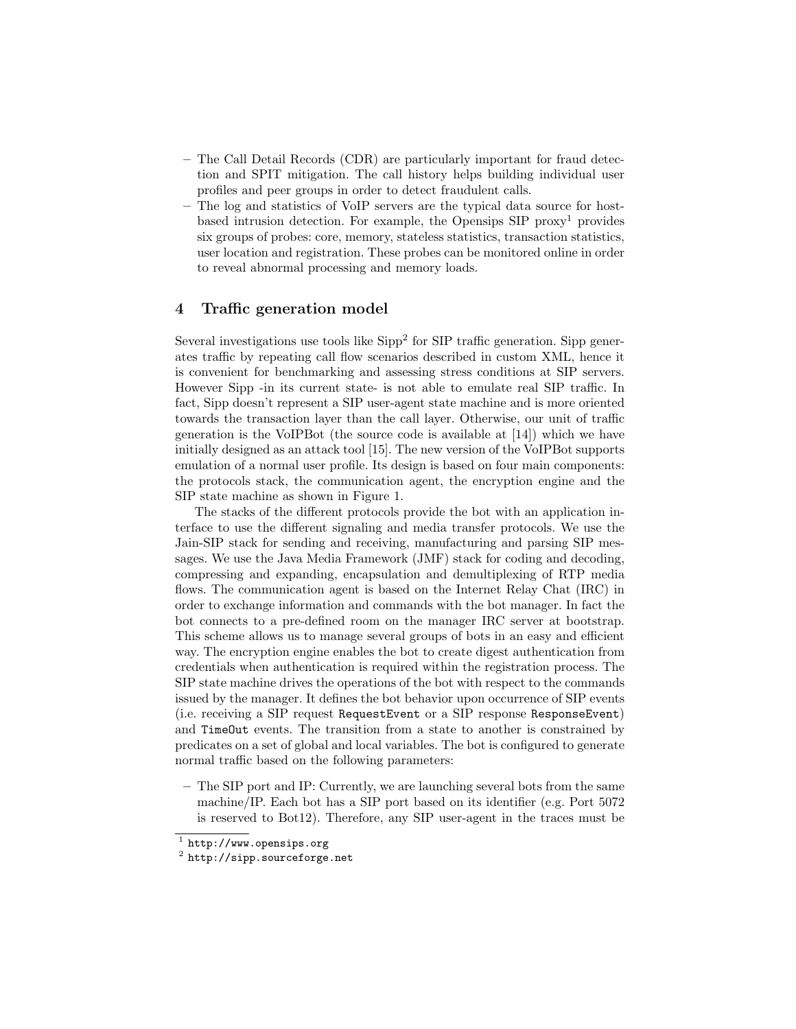- The Call Detail Records (CDR) are particularly important for fraud detection and SPIT mitigation. The call history helps building individual user profiles and peer groups in order to detect fraudulent calls.
- The log and statistics of VoIP servers are the typical data source for host-based intrusion detection. For example, the Opensips SIP proxy[1] provides six groups of probes: core, memory, stateless statistics, transaction statistics, user location and registration. These probes can be monitored online in order to reveal abnormal processing and memory loads.

## 4 Traffic generation model

Several investigations use tools like Sipp[2] for SIP traffic generation. Sipp generates traffic by repeating call flow scenarios described in custom XML, hence it is convenient for benchmarking and assessing stress conditions at SIP servers. However Sipp -in its current state- is not able to emulate real SIP traffic. In fact, Sipp doesn't represent a SIP user-agent state machine and is more oriented towards the transaction layer than the call layer. Otherwise, our unit of traffic generation is the VoIPBot (the source code is available at [14]) which we have initially designed as an attack tool [15]. The new version of the VoIPBot supports emulation of a normal user profile. Its design is based on four main components: the protocols stack, the communication agent, the encryption engine and the SIP state machine as shown in Figure 1.

The stacks of the different protocols provide the bot with an application interface to use the different signaling and media transfer protocols. We use the Jain-SIP stack for sending and receiving, manufacturing and parsing SIP messages. We use the Java Media Framework (JMF) stack for coding and decoding, compressing and expanding, encapsulation and demultiplexing of RTP media flows. The communication agent is based on the Internet Relay Chat (IRC) in order to exchange information and commands with the bot manager. In fact the bot connects to a pre-defined room on the manager IRC server at bootstrap. This scheme allows us to manage several groups of bots in an easy and efficient way. The encryption engine enables the bot to create digest authentication from credentials when authentication is required within the registration process. The SIP state machine drives the operations of the bot with respect to the commands issued by the manager. It defines the bot behavior upon occurrence of SIP events (i.e. receiving a SIP request `RequestEvent` or a SIP response `ResponseEvent`) and `TimeOut` events. The transition from a state to another is constrained by predicates on a set of global and local variables. The bot is configured to generate normal traffic based on the following parameters:

- The SIP port and IP: Currently, we are launching several bots from the same machine/IP. Each bot has a SIP port based on its identifier (e.g. Port 5072 is reserved to Bot12). Therefore, any SIP user-agent in the traces must be

[1] http://www.opensips.org

[2] http://sipp.sourceforge.net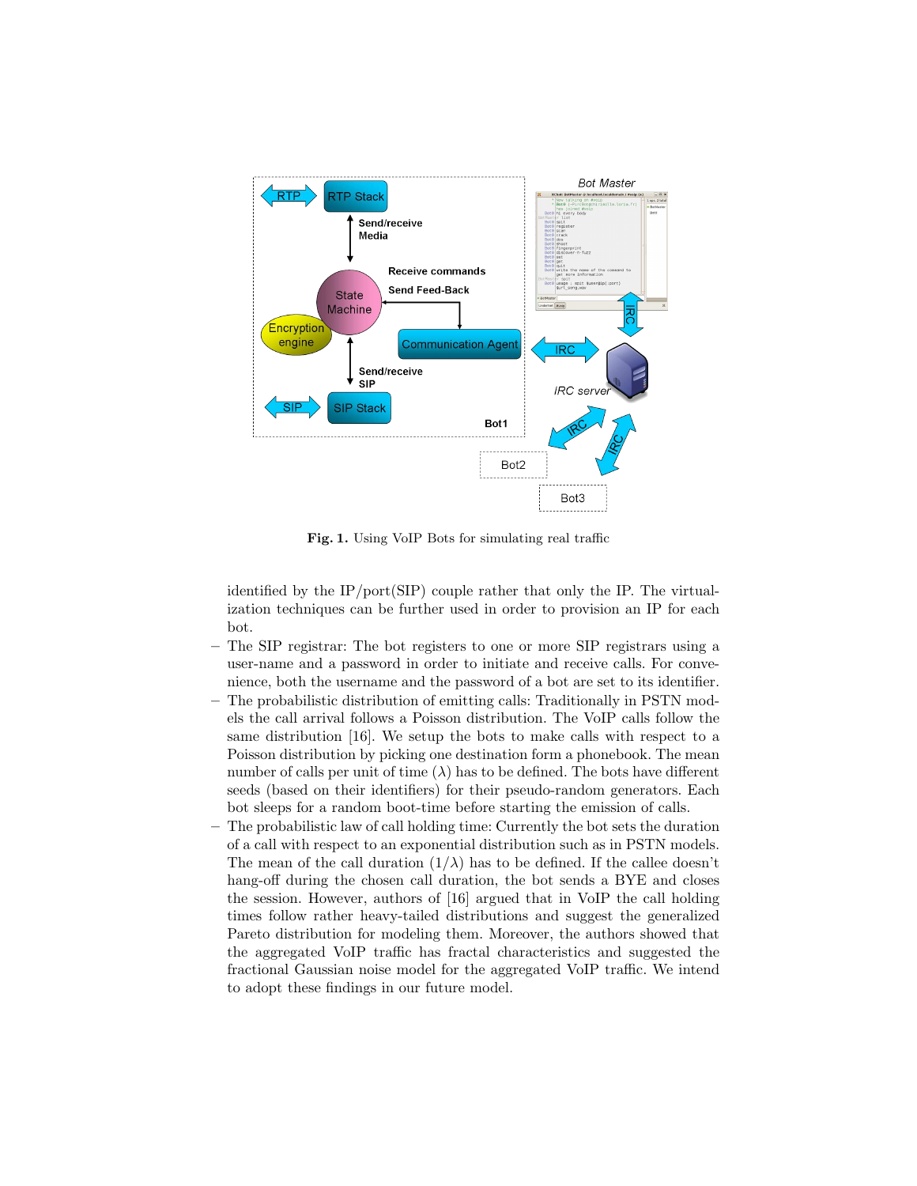**Fig. 1.** Using VoIP Bots for simulating real traffic

identified by the IP/port(SIP) couple rather that only the IP. The virtualization techniques can be further used in order to provision an IP for each bot.

- The SIP registrar: The bot registers to one or more SIP registrars using a user-name and a password in order to initiate and receive calls. For convenience, both the username and the password of a bot are set to its identifier.
- The probabilistic distribution of emitting calls: Traditionally in PSTN models the call arrival follows a Poisson distribution. The VoIP calls follow the same distribution [16]. We setup the bots to make calls with respect to a Poisson distribution by picking one destination form a phonebook. The mean number of calls per unit of time ($\lambda$) has to be defined. The bots have different seeds (based on their identifiers) for their pseudo-random generators. Each bot sleeps for a random boot-time before starting the emission of calls.
- The probabilistic law of call holding time: Currently the bot sets the duration of a call with respect to an exponential distribution such as in PSTN models. The mean of the call duration ($1/\lambda$) has to be defined. If the callee doesn't hang-off during the chosen call duration, the bot sends a BYE and closes the session. However, authors of [16] argued that in VoIP the call holding times follow rather heavy-tailed distributions and suggest the generalized Pareto distribution for modeling them. Moreover, the authors showed that the aggregated VoIP traffic has fractal characteristics and suggested the fractional Gaussian noise model for the aggregated VoIP traffic. We intend to adopt these findings in our future model.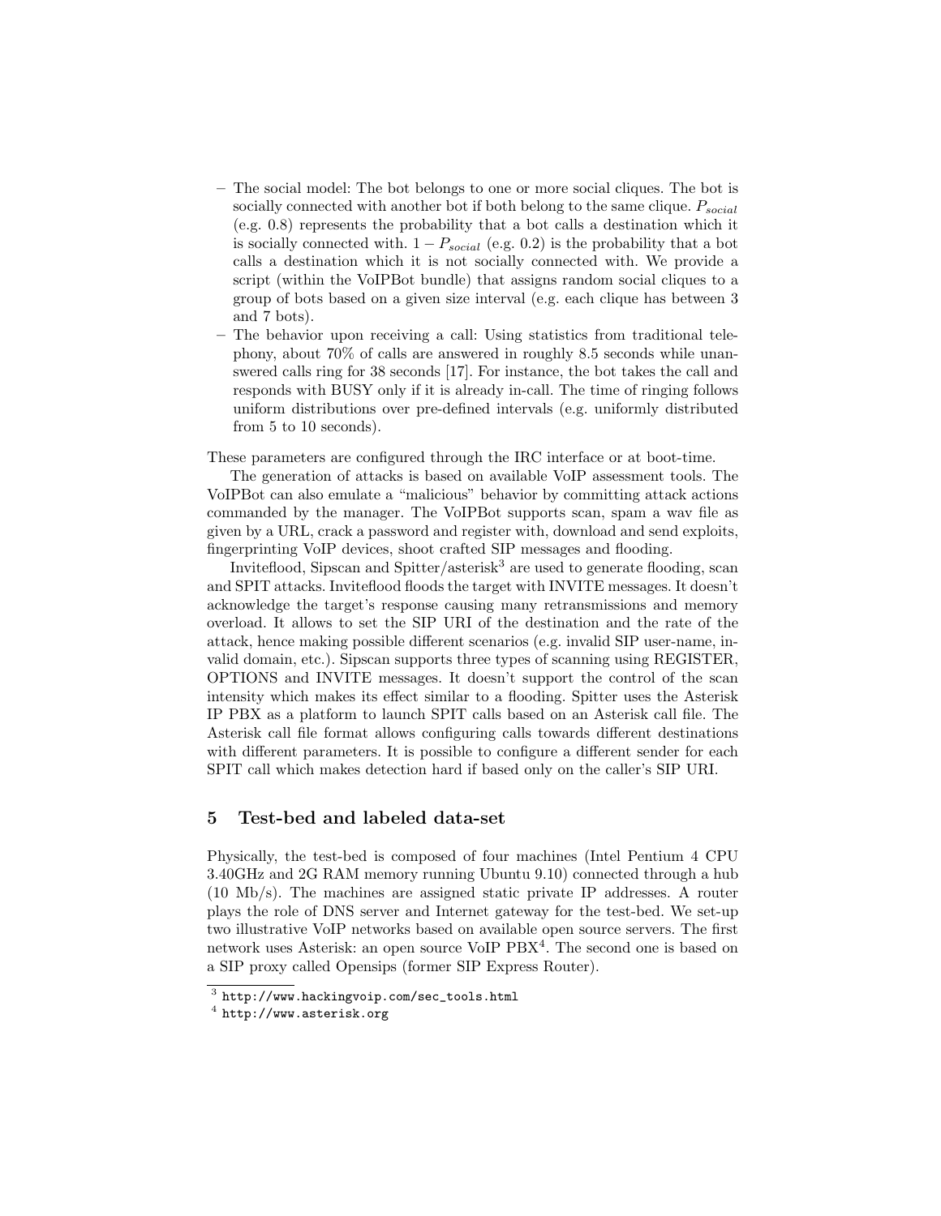- The social model: The bot belongs to one or more social cliques. The bot is socially connected with another bot if both belong to the same clique. $P_{social}$ (e.g. 0.8) represents the probability that a bot calls a destination which it is socially connected with. $1 - P_{social}$ (e.g. 0.2) is the probability that a bot calls a destination which it is not socially connected with. We provide a script (within the VoIPBot bundle) that assigns random social cliques to a group of bots based on a given size interval (e.g. each clique has between 3 and 7 bots).
- The behavior upon receiving a call: Using statistics from traditional telephony, about 70% of calls are answered in roughly 8.5 seconds while unanswered calls ring for 38 seconds [17]. For instance, the bot takes the call and responds with BUSY only if it is already in-call. The time of ringing follows uniform distributions over pre-defined intervals (e.g. uniformly distributed from 5 to 10 seconds).

These parameters are configured through the IRC interface or at boot-time.

The generation of attacks is based on available VoIP assessment tools. The VoIPBot can also emulate a "malicious" behavior by committing attack actions commanded by the manager. The VoIPBot supports scan, spam a wav file as given by a URL, crack a password and register with, download and send exploits, fingerprinting VoIP devices, shoot crafted SIP messages and flooding.

Inviteflood, Sipscan and Spitter/asterisk[3] are used to generate flooding, scan and SPIT attacks. Inviteflood floods the target with INVITE messages. It doesn't acknowledge the target's response causing many retransmissions and memory overload. It allows to set the SIP URI of the destination and the rate of the attack, hence making possible different scenarios (e.g. invalid SIP user-name, invalid domain, etc.). Sipscan supports three types of scanning using REGISTER, OPTIONS and INVITE messages. It doesn't support the control of the scan intensity which makes its effect similar to a flooding. Spitter uses the Asterisk IP PBX as a platform to launch SPIT calls based on an Asterisk call file. The Asterisk call file format allows configuring calls towards different destinations with different parameters. It is possible to configure a different sender for each SPIT call which makes detection hard if based only on the caller's SIP URI.

## 5 Test-bed and labeled data-set

Physically, the test-bed is composed of four machines (Intel Pentium 4 CPU 3.40GHz and 2G RAM memory running Ubuntu 9.10) connected through a hub (10 Mb/s). The machines are assigned static private IP addresses. A router plays the role of DNS server and Internet gateway for the test-bed. We set-up two illustrative VoIP networks based on available open source servers. The first network uses Asterisk: an open source VoIP PBX[4]. The second one is based on a SIP proxy called Opensips (former SIP Express Router).

[3] http://www.hackingvoip.com/sec_tools.html

[4] http://www.asterisk.org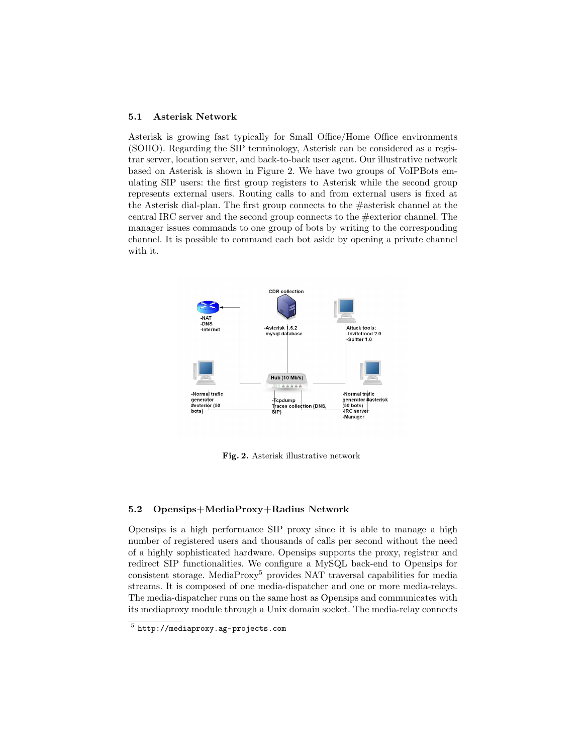### 5.1 Asterisk Network

Asterisk is growing fast typically for Small Office/Home Office environments (SOHO). Regarding the SIP terminology, Asterisk can be considered as a registrar server, location server, and back-to-back user agent. Our illustrative network based on Asterisk is shown in Figure 2. We have two groups of VoIPBots emulating SIP users: the first group registers to Asterisk while the second group represents external users. Routing calls to and from external users is fixed at the Asterisk dial-plan. The first group connects to the #asterisk channel at the central IRC server and the second group connects to the #exterior channel. The manager issues commands to one group of bots by writing to the corresponding channel. It is possible to command each bot aside by opening a private channel with it.

**Fig. 2.** Asterisk illustrative network

### 5.2 Opensips+MediaProxy+Radius Network

Opensips is a high performance SIP proxy since it is able to manage a high number of registered users and thousands of calls per second without the need of a highly sophisticated hardware. Opensips supports the proxy, registrar and redirect SIP functionalities. We configure a MySQL back-end to Opensips for consistent storage. MediaProxy[5] provides NAT traversal capabilities for media streams. It is composed of one media-dispatcher and one or more media-relays. The media-dispatcher runs on the same host as Opensips and communicates with its mediaproxy module through a Unix domain socket. The media-relay connects

[5] http://mediaproxy.ag-projects.com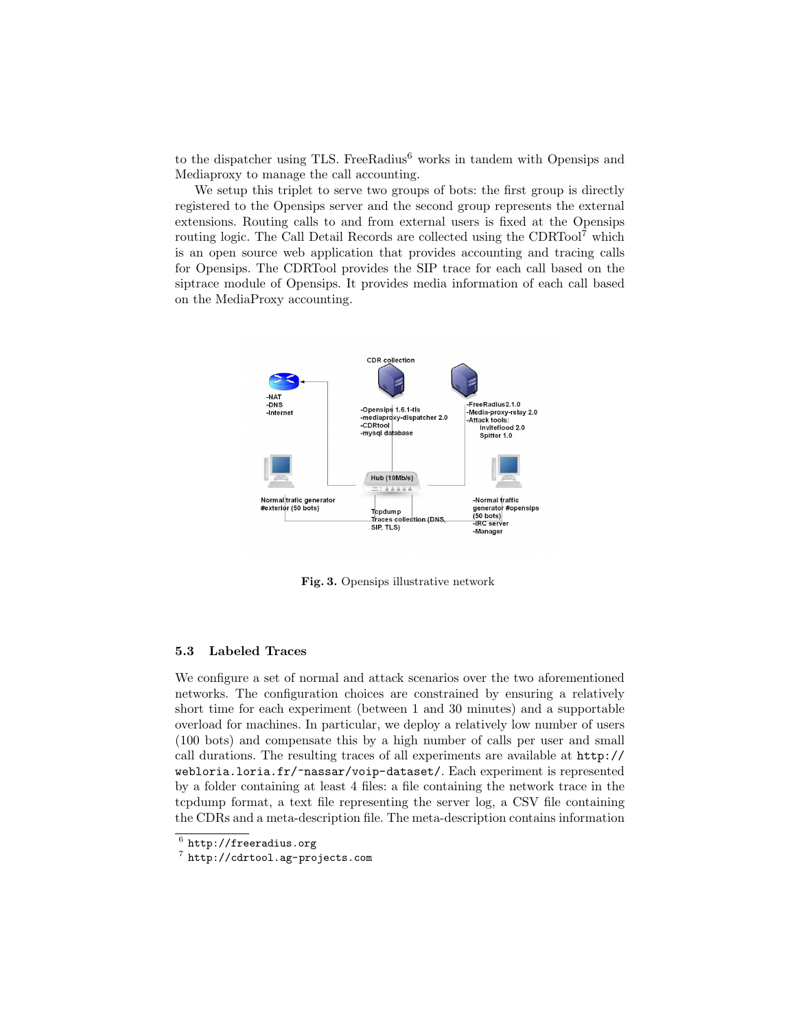to the dispatcher using TLS. FreeRadius[6] works in tandem with Opensips and Mediaproxy to manage the call accounting.

We setup this triplet to serve two groups of bots: the first group is directly registered to the Opensips server and the second group represents the external extensions. Routing calls to and from external users is fixed at the Opensips routing logic. The Call Detail Records are collected using the CDRTool[7] which is an open source web application that provides accounting and tracing calls for Opensips. The CDRTool provides the SIP trace for each call based on the siptrace module of Opensips. It provides media information of each call based on the MediaProxy accounting.

**Fig. 3.** Opensips illustrative network

### 5.3 Labeled Traces

We configure a set of normal and attack scenarios over the two aforementioned networks. The configuration choices are constrained by ensuring a relatively short time for each experiment (between 1 and 30 minutes) and a supportable overload for machines. In particular, we deploy a relatively low number of users (100 bots) and compensate this by a high number of calls per user and small call durations. The resulting traces of all experiments are available at `http://webloria.loria.fr/~nassar/voip-dataset/`. Each experiment is represented by a folder containing at least 4 files: a file containing the network trace in the tcpdump format, a text file representing the server log, a CSV file containing the CDRs and a meta-description file. The meta-description contains information

[6] `http://freeradius.org`

[7] `http://cdrtool.ag-projects.com`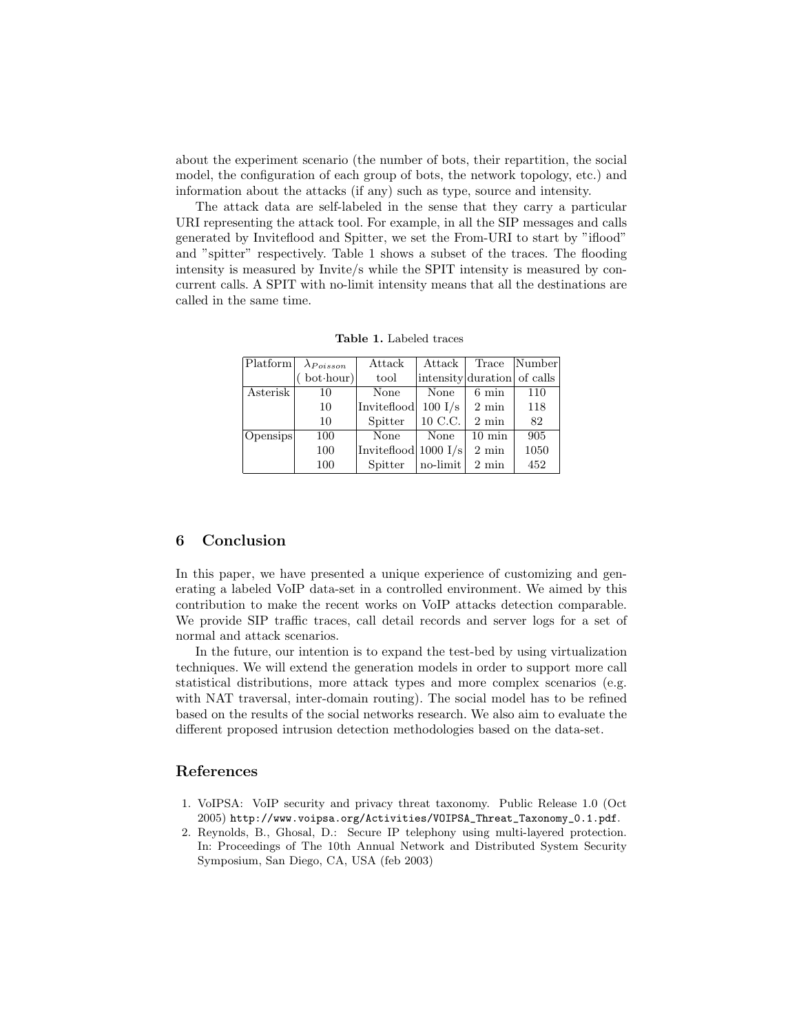about the experiment scenario (the number of bots, their repartition, the social model, the configuration of each group of bots, the network topology, etc.) and information about the attacks (if any) such as type, source and intensity.

The attack data are self-labeled in the sense that they carry a particular URI representing the attack tool. For example, in all the SIP messages and calls generated by Inviteflood and Spitter, we set the From-URI to start by "iflood" and "spitter" respectively. Table 1 shows a subset of the traces. The flooding intensity is measured by Invite/s while the SPIT intensity is measured by concurrent calls. A SPIT with no-limit intensity means that all the destinations are called in the same time.

**Table 1.** Labeled traces

| Platform | $\lambda_{Poisson}$ ( bot·hour) | Attack tool | Attack intensity | Trace duration | Number of calls |
|---|---|---|---|---|---|
| Asterisk | 10 | None | None | 6 min | 110 |
| | 10 | Inviteflood | 100 I/s | 2 min | 118 |
| | 10 | Spitter | 10 C.C. | 2 min | 82 |
| Opensips | 100 | None | None | 10 min | 905 |
| | 100 | Inviteflood | 1000 I/s | 2 min | 1050 |
| | 100 | Spitter | no-limit | 2 min | 452 |

## 6 Conclusion

In this paper, we have presented a unique experience of customizing and generating a labeled VoIP data-set in a controlled environment. We aimed by this contribution to make the recent works on VoIP attacks detection comparable. We provide SIP traffic traces, call detail records and server logs for a set of normal and attack scenarios.

In the future, our intention is to expand the test-bed by using virtualization techniques. We will extend the generation models in order to support more call statistical distributions, more attack types and more complex scenarios (e.g. with NAT traversal, inter-domain routing). The social model has to be refined based on the results of the social networks research. We also aim to evaluate the different proposed intrusion detection methodologies based on the data-set.

## References

1. VoIPSA: VoIP security and privacy threat taxonomy. Public Release 1.0 (Oct 2005) `http://www.voipsa.org/Activities/VOIPSA_Threat_Taxonomy_0.1.pdf`.
2. Reynolds, B., Ghosal, D.: Secure IP telephony using multi-layered protection. In: Proceedings of The 10th Annual Network and Distributed System Security Symposium, San Diego, CA, USA (feb 2003)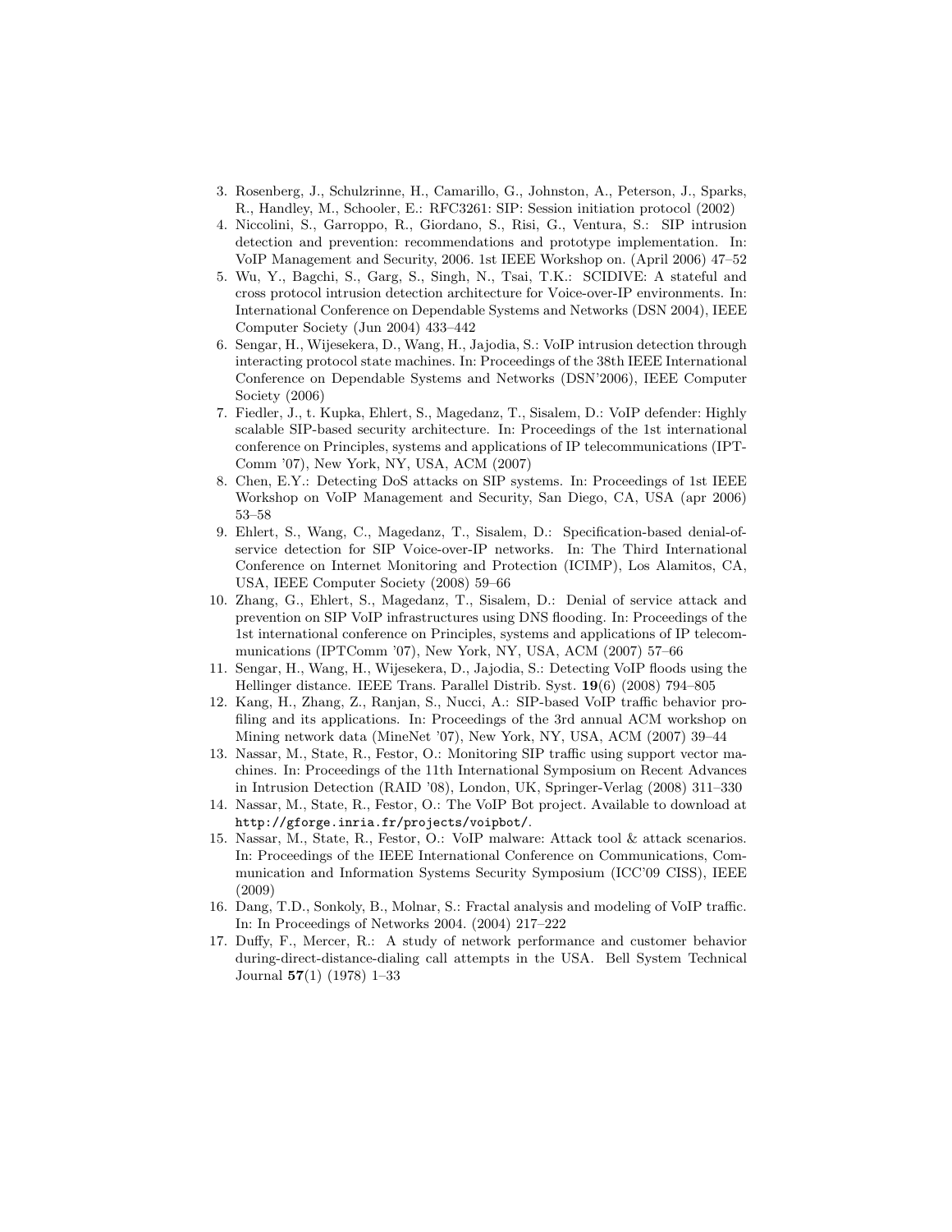3. Rosenberg, J., Schulzrinne, H., Camarillo, G., Johnston, A., Peterson, J., Sparks, R., Handley, M., Schooler, E.: RFC3261: SIP: Session initiation protocol (2002)
4. Niccolini, S., Garroppo, R., Giordano, S., Risi, G., Ventura, S.: SIP intrusion detection and prevention: recommendations and prototype implementation. In: VoIP Management and Security, 2006. 1st IEEE Workshop on. (April 2006) 47–52
5. Wu, Y., Bagchi, S., Garg, S., Singh, N., Tsai, T.K.: SCIDIVE: A stateful and cross protocol intrusion detection architecture for Voice-over-IP environments. In: International Conference on Dependable Systems and Networks (DSN 2004), IEEE Computer Society (Jun 2004) 433–442
6. Sengar, H., Wijesekera, D., Wang, H., Jajodia, S.: VoIP intrusion detection through interacting protocol state machines. In: Proceedings of the 38th IEEE International Conference on Dependable Systems and Networks (DSN'2006), IEEE Computer Society (2006)
7. Fiedler, J., t. Kupka, Ehlert, S., Magedanz, T., Sisalem, D.: VoIP defender: Highly scalable SIP-based security architecture. In: Proceedings of the 1st international conference on Principles, systems and applications of IP telecommunications (IPTComm '07), New York, NY, USA, ACM (2007)
8. Chen, E.Y.: Detecting DoS attacks on SIP systems. In: Proceedings of 1st IEEE Workshop on VoIP Management and Security, San Diego, CA, USA (apr 2006) 53–58
9. Ehlert, S., Wang, C., Magedanz, T., Sisalem, D.: Specification-based denial-of-service detection for SIP Voice-over-IP networks. In: The Third International Conference on Internet Monitoring and Protection (ICIMP), Los Alamitos, CA, USA, IEEE Computer Society (2008) 59–66
10. Zhang, G., Ehlert, S., Magedanz, T., Sisalem, D.: Denial of service attack and prevention on SIP VoIP infrastructures using DNS flooding. In: Proceedings of the 1st international conference on Principles, systems and applications of IP telecommunications (IPTComm '07), New York, NY, USA, ACM (2007) 57–66
11. Sengar, H., Wang, H., Wijesekera, D., Jajodia, S.: Detecting VoIP floods using the Hellinger distance. IEEE Trans. Parallel Distrib. Syst. **19**(6) (2008) 794–805
12. Kang, H., Zhang, Z., Ranjan, S., Nucci, A.: SIP-based VoIP traffic behavior profiling and its applications. In: Proceedings of the 3rd annual ACM workshop on Mining network data (MineNet '07), New York, NY, USA, ACM (2007) 39–44
13. Nassar, M., State, R., Festor, O.: Monitoring SIP traffic using support vector machines. In: Proceedings of the 11th International Symposium on Recent Advances in Intrusion Detection (RAID '08), London, UK, Springer-Verlag (2008) 311–330
14. Nassar, M., State, R., Festor, O.: The VoIP Bot project. Available to download at `http://gforge.inria.fr/projects/voipbot/`.
15. Nassar, M., State, R., Festor, O.: VoIP malware: Attack tool & attack scenarios. In: Proceedings of the IEEE International Conference on Communications, Communication and Information Systems Security Symposium (ICC'09 CISS), IEEE (2009)
16. Dang, T.D., Sonkoly, B., Molnar, S.: Fractal analysis and modeling of VoIP traffic. In: In Proceedings of Networks 2004. (2004) 217–222
17. Duffy, F., Mercer, R.: A study of network performance and customer behavior during-direct-distance-dialing call attempts in the USA. Bell System Technical Journal **57**(1) (1978) 1–33